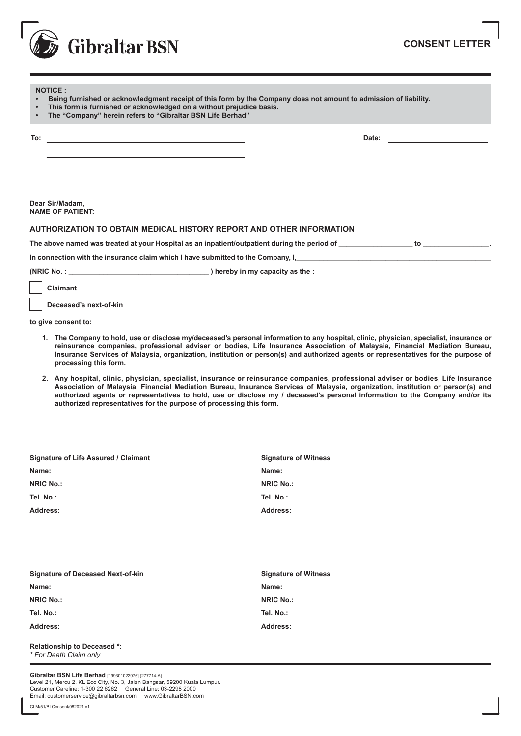Gibraltar BSN

# CONSENT LETTER

**NOTICE :**

- **Being furnished or acknowledgment receipt of this form by the Company does not amount to admission of liability.**
- **This form is furnished or acknowledged on a without prejudice basis.**
- **The "Company" herein refers to "Gibraltar BSN Life Berhad"**

**To:** ______________________________________________ **Date:** ____________________

______________________________________________

______________________________________________

______________________________________________

**Dear Sir/Madam,**
**NAME OF PATIENT:**

## AUTHORIZATION TO OBTAIN MEDICAL HISTORY REPORT AND OTHER INFORMATION

**The above named was treated at your Hospital as an inpatient/outpatient during the period of __________________ to ________________.**

**In connection with the insurance claim which I have submitted to the Company, I,_______________________________________________**

**(NRIC No. : __________________________________ ) hereby in my capacity as the :**

☐ **Claimant**

☐ **Deceased's next-of-kin**

**to give consent to:**

1. **The Company to hold, use or disclose my/deceased's personal information to any hospital, clinic, physician, specialist, insurance or reinsurance companies, professional adviser or bodies, Life Insurance Association of Malaysia, Financial Mediation Bureau, Insurance Services of Malaysia, organization, institution or person(s) and authorized agents or representatives for the purpose of processing this form.**

2. **Any hospital, clinic, physician, specialist, insurance or reinsurance companies, professional adviser or bodies, Life Insurance Association of Malaysia, Financial Mediation Bureau, Insurance Services of Malaysia, organization, institution or person(s) and authorized agents or representatives to hold, use or disclose my / deceased's personal information to the Company and/or its authorized representatives for the purpose of processing this form.**

| **Signature of Life Assured / Claimant** | **Signature of Witness** |
|---|---|
| **Name:** | **Name:** |
| **NRIC No.:** | **NRIC No.:** |
| **Tel. No.:** | **Tel. No.:** |
| **Address:** | **Address:** |

| **Signature of Deceased Next-of-kin** | **Signature of Witness** |
|---|---|
| **Name:** | **Name:** |
| **NRIC No.:** | **NRIC No.:** |
| **Tel. No.:** | **Tel. No.:** |
| **Address:** | **Address:** |

**Relationship to Deceased \*:**
*\* For Death Claim only*

**Gibraltar BSN Life Berhad** [199301022976] (277714-A)
Level 21, Mercu 2, KL Eco City, No. 3, Jalan Bangsar, 59200 Kuala Lumpur.
Customer Careline: 1-300 22 6262 General Line: 03-2298 2000
Email: customerservice@gibraltarbsn.com www.GibraltarBSN.com

CLM/51/BI Consent/082021 v1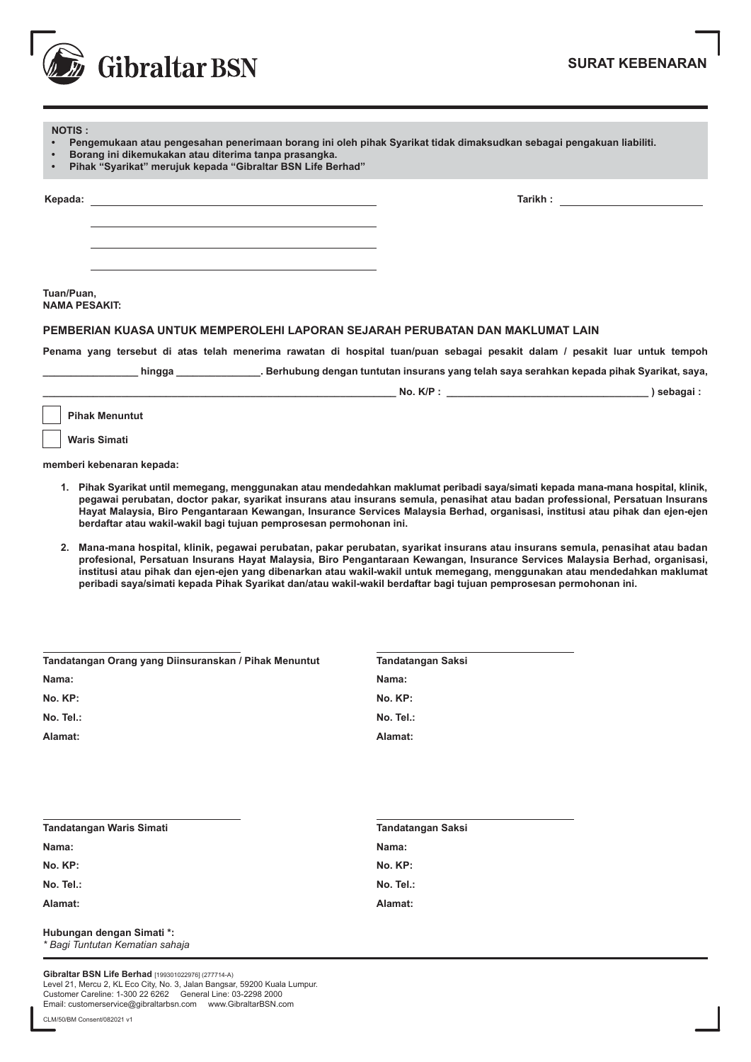Gibraltar BSN

# SURAT KEBENARAN

**NOTIS :**

- **Pengemukaan atau pengesahan penerimaan borang ini oleh pihak Syarikat tidak dimaksudkan sebagai pengakuan liabiliti.**
- **Borang ini dikemukakan atau diterima tanpa prasangka.**
- **Pihak "Syarikat" merujuk kepada "Gibraltar BSN Life Berhad"**

**Kepada:** ____________________________________________ **Tarikh :** ______________________

____________________________________________

____________________________________________

____________________________________________

**Tuan/Puan,**
**NAMA PESAKIT:**

**PEMBERIAN KUASA UNTUK MEMPEROLEHI LAPORAN SEJARAH PERUBATAN DAN MAKLUMAT LAIN**

**Penama yang tersebut di atas telah menerima rawatan di hospital tuan/puan sebagai pesakit dalam / pesakit luar untuk tempoh ________________ hingga ______________. Berhubung dengan tuntutan insurans yang telah saya serahkan kepada pihak Syarikat, saya, ____________________________________________ No. K/P : ___________________________ ) sebagai :**

☐ **Pihak Menuntut**

☐ **Waris Simati**

**memberi kebenaran kepada:**

1. **Pihak Syarikat until memegang, menggunakan atau mendedahkan maklumat peribadi saya/simati kepada mana-mana hospital, klinik, pegawai perubatan, doctor pakar, syarikat insurans atau insurans semula, penasihat atau badan professional, Persatuan Insurans Hayat Malaysia, Biro Pengantaraan Kewangan, Insurance Services Malaysia Berhad, organisasi, institusi atau pihak dan ejen-ejen berdaftar atau wakil-wakil bagi tujuan pemprosesan permohonan ini.**
2. **Mana-mana hospital, klinik, pegawai perubatan, pakar perubatan, syarikat insurans atau insurans semula, penasihat atau badan profesional, Persatuan Insurans Hayat Malaysia, Biro Pengantaraan Kewangan, Insurance Services Malaysia Berhad, organisasi, institusi atau pihak dan ejen-ejen yang dibenarkan atau wakil-wakil untuk memegang, menggunakan atau mendedahkan maklumat peribadi saya/simati kepada Pihak Syarikat dan/atau wakil-wakil berdaftar bagi tujuan pemprosesan permohonan ini.**

| | |
|---|---|
| ______________________________ | ______________________________ |
| **Tandatangan Orang yang Diinsuranskan / Pihak Menuntut** | **Tandatangan Saksi** |
| **Nama:** | **Nama:** |
| **No. KP:** | **No. KP:** |
| **No. Tel.:** | **No. Tel.:** |
| **Alamat:** | **Alamat:** |

| | |
|---|---|
| ______________________________ | ______________________________ |
| **Tandatangan Waris Simati** | **Tandatangan Saksi** |
| **Nama:** | **Nama:** |
| **No. KP:** | **No. KP:** |
| **No. Tel.:** | **No. Tel.:** |
| **Alamat:** | **Alamat:** |

**Hubungan dengan Simati *:**
*\* Bagi Tuntutan Kematian sahaja*

**Gibraltar BSN Life Berhad** [199301022976] (277714-A)
Level 21, Mercu 2, KL Eco City, No. 3, Jalan Bangsar, 59200 Kuala Lumpur.
Customer Careline: 1-300 22 6262 General Line: 03-2298 2000
Email: customerservice@gibraltarbsn.com www.GibraltarBSN.com

CLM/50/BM Consent/082021 v1